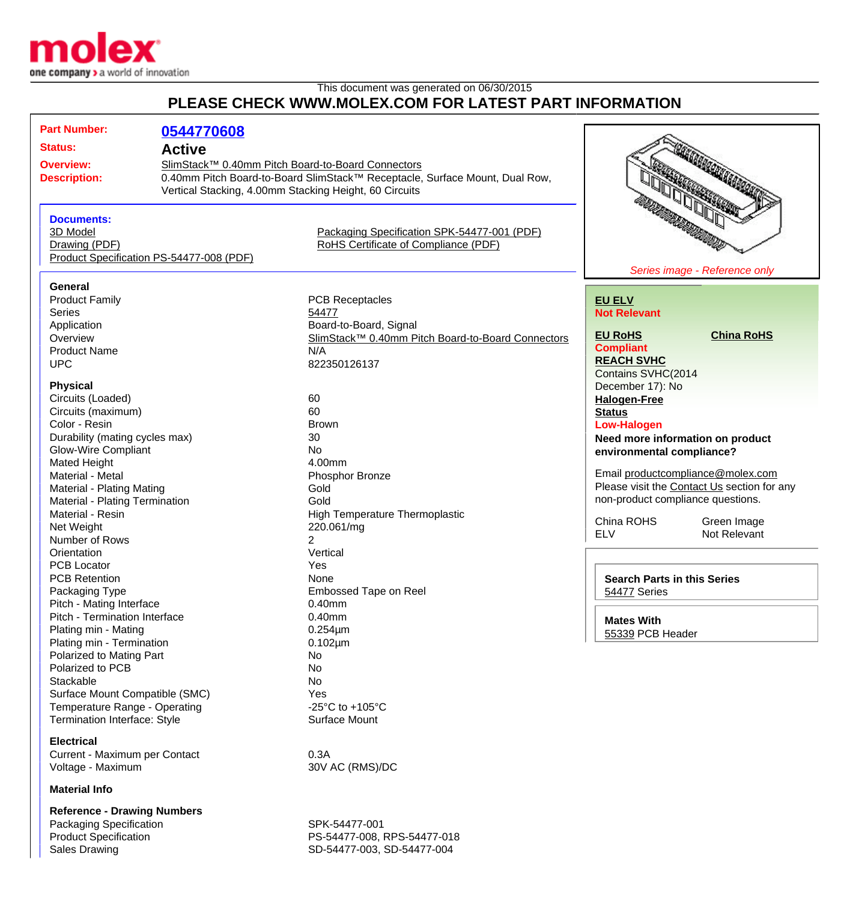This document was generated on 06/30/2015

## PLEASE CHECK WWW.MOLEX.COM FOR LATEST PART INFORMATION

| | |
|---|---|
| **Part Number:** | **0544770608** |
| **Status:** | **Active** |
| **Overview:** | SlimStack™ 0.40mm Pitch Board-to-Board Connectors |
| **Description:** | 0.40mm Pitch Board-to-Board SlimStack™ Receptacle, Surface Mount, Dual Row, Vertical Stacking, 4.00mm Stacking Height, 60 Circuits |

*Series image - Reference only*

**Documents:**
- 3D Model
- Drawing (PDF)
- Product Specification PS-54477-008 (PDF)
- Packaging Specification SPK-54477-001 (PDF)
- RoHS Certificate of Compliance (PDF)

### General

| | |
|---|---|
| Product Family | PCB Receptacles |
| Series | 54477 |
| Application | Board-to-Board, Signal |
| Overview | SlimStack™ 0.40mm Pitch Board-to-Board Connectors |
| Product Name | N/A |
| UPC | 822350126137 |

### Physical

| | |
|---|---|
| Circuits (Loaded) | 60 |
| Circuits (maximum) | 60 |
| Color - Resin | Brown |
| Durability (mating cycles max) | 30 |
| Glow-Wire Compliant | No |
| Mated Height | 4.00mm |
| Material - Metal | Phosphor Bronze |
| Material - Plating Mating | Gold |
| Material - Plating Termination | Gold |
| Material - Resin | High Temperature Thermoplastic |
| Net Weight | 220.061/mg |
| Number of Rows | 2 |
| Orientation | Vertical |
| PCB Locator | Yes |
| PCB Retention | None |
| Packaging Type | Embossed Tape on Reel |
| Pitch - Mating Interface | 0.40mm |
| Pitch - Termination Interface | 0.40mm |
| Plating min - Mating | 0.254µm |
| Plating min - Termination | 0.102µm |
| Polarized to Mating Part | No |
| Polarized to PCB | No |
| Stackable | No |
| Surface Mount Compatible (SMC) | Yes |
| Temperature Range - Operating | -25°C to +105°C |
| Termination Interface: Style | Surface Mount |

### Electrical

| | |
|---|---|
| Current - Maximum per Contact | 0.3A |
| Voltage - Maximum | 30V AC (RMS)/DC |

### Material Info

### Reference - Drawing Numbers

| | |
|---|---|
| Packaging Specification | SPK-54477-001 |
| Product Specification | PS-54477-008, RPS-54477-018 |
| Sales Drawing | SD-54477-003, SD-54477-004 |

**EU ELV**
**Not Relevant**

**EU RoHS** — **Compliant**

**China RoHS**

**REACH SVHC**
Contains SVHC(2014 December 17): No

**Halogen-Free Status**
**Low-Halogen**

**Need more information on product environmental compliance?**

Email productcompliance@molex.com
Please visit the Contact Us section for any non-product compliance questions.

| | |
|---|---|
| China ROHS | Green Image |
| ELV | Not Relevant |

**Search Parts in this Series**
54477 Series

**Mates With**
55339 PCB Header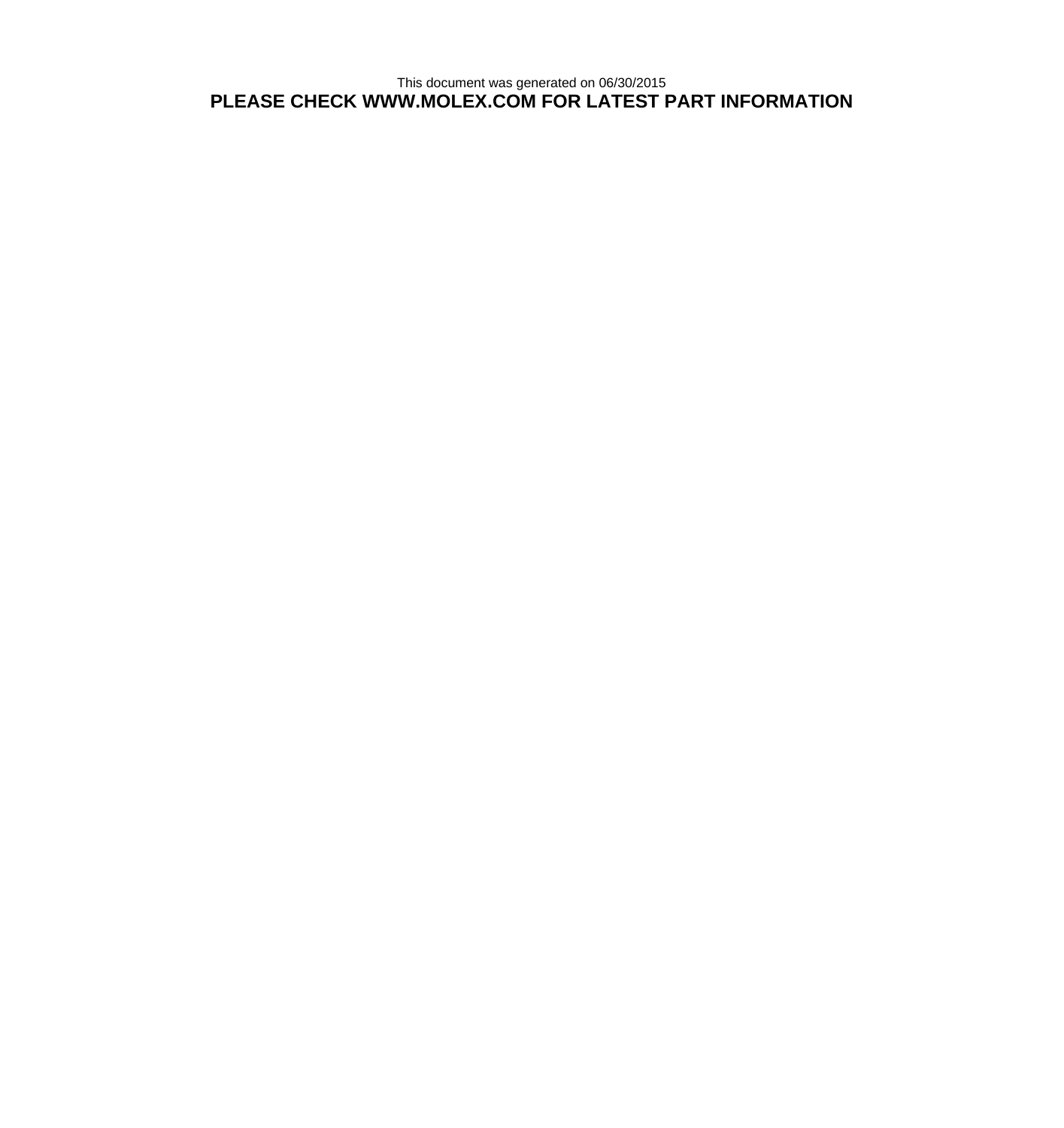This document was generated on 06/30/2015

**PLEASE CHECK WWW.MOLEX.COM FOR LATEST PART INFORMATION**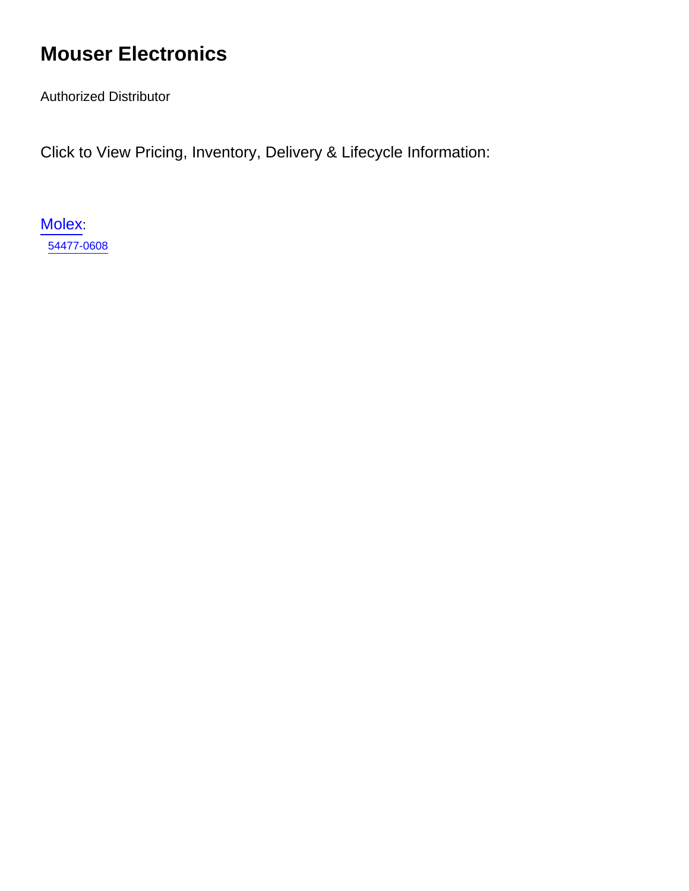# Mouser Electronics

Authorized Distributor

Click to View Pricing, Inventory, Delivery & Lifecycle Information:

Molex:

54477-0608